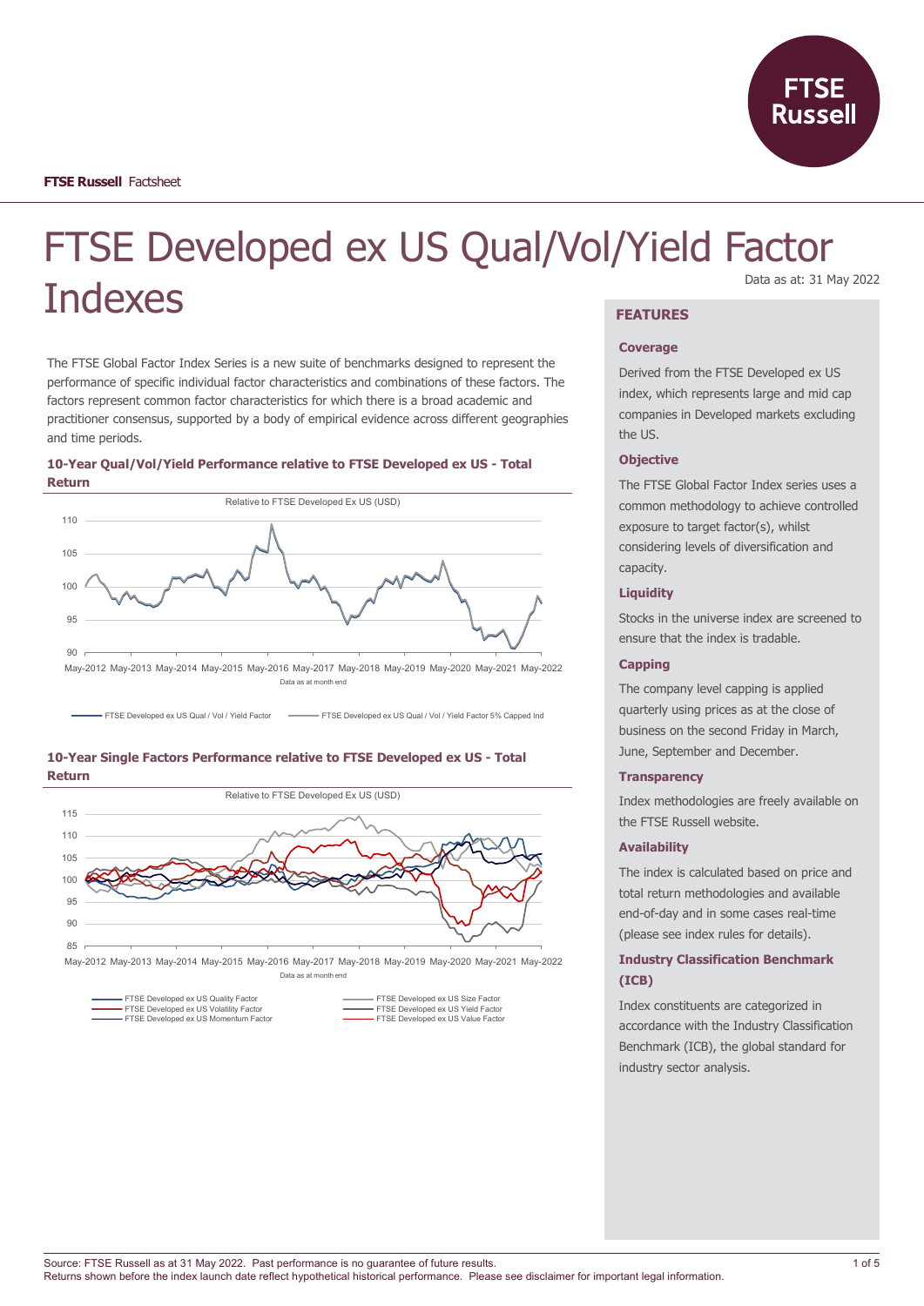FTSE Russell Factsheet

# FTSE Developed ex US Qual/Vol/Yield Factor Indexes

Data as at: 31 May 2022

The FTSE Global Factor Index Series is a new suite of benchmarks designed to represent the performance of specific individual factor characteristics and combinations of these factors. The factors represent common factor characteristics for which there is a broad academic and practitioner consensus, supported by a body of empirical evidence across different geographies and time periods.

### 10-Year Qual/Vol/Yield Performance relative to FTSE Developed ex US - Total Return

Relative to FTSE Developed Ex US (USD)

Data as at month end

FTSE Developed ex US Qual / Vol / Yield Factor — FTSE Developed ex US Qual / Vol / Yield Factor 5% Capped Ind

### 10-Year Single Factors Performance relative to FTSE Developed ex US - Total Return

Relative to FTSE Developed Ex US (USD)

Data as at month end

FTSE Developed ex US Quality Factor — FTSE Developed ex US Volatility Factor — FTSE Developed ex US Momentum Factor — FTSE Developed ex US Size Factor — FTSE Developed ex US Yield Factor — FTSE Developed ex US Value Factor

## FEATURES

### Coverage

Derived from the FTSE Developed ex US index, which represents large and mid cap companies in Developed markets excluding the US.

### Objective

The FTSE Global Factor Index series uses a common methodology to achieve controlled exposure to target factor(s), whilst considering levels of diversification and capacity.

### Liquidity

Stocks in the universe index are screened to ensure that the index is tradable.

### Capping

The company level capping is applied quarterly using prices as at the close of business on the second Friday in March, June, September and December.

### Transparency

Index methodologies are freely available on the FTSE Russell website.

### Availability

The index is calculated based on price and total return methodologies and available end-of-day and in some cases real-time (please see index rules for details).

### Industry Classification Benchmark (ICB)

Index constituents are categorized in accordance with the Industry Classification Benchmark (ICB), the global standard for industry sector analysis.

Source: FTSE Russell as at 31 May 2022. Past performance is no guarantee of future results.
Returns shown before the index launch date reflect hypothetical historical performance. Please see disclaimer for important legal information.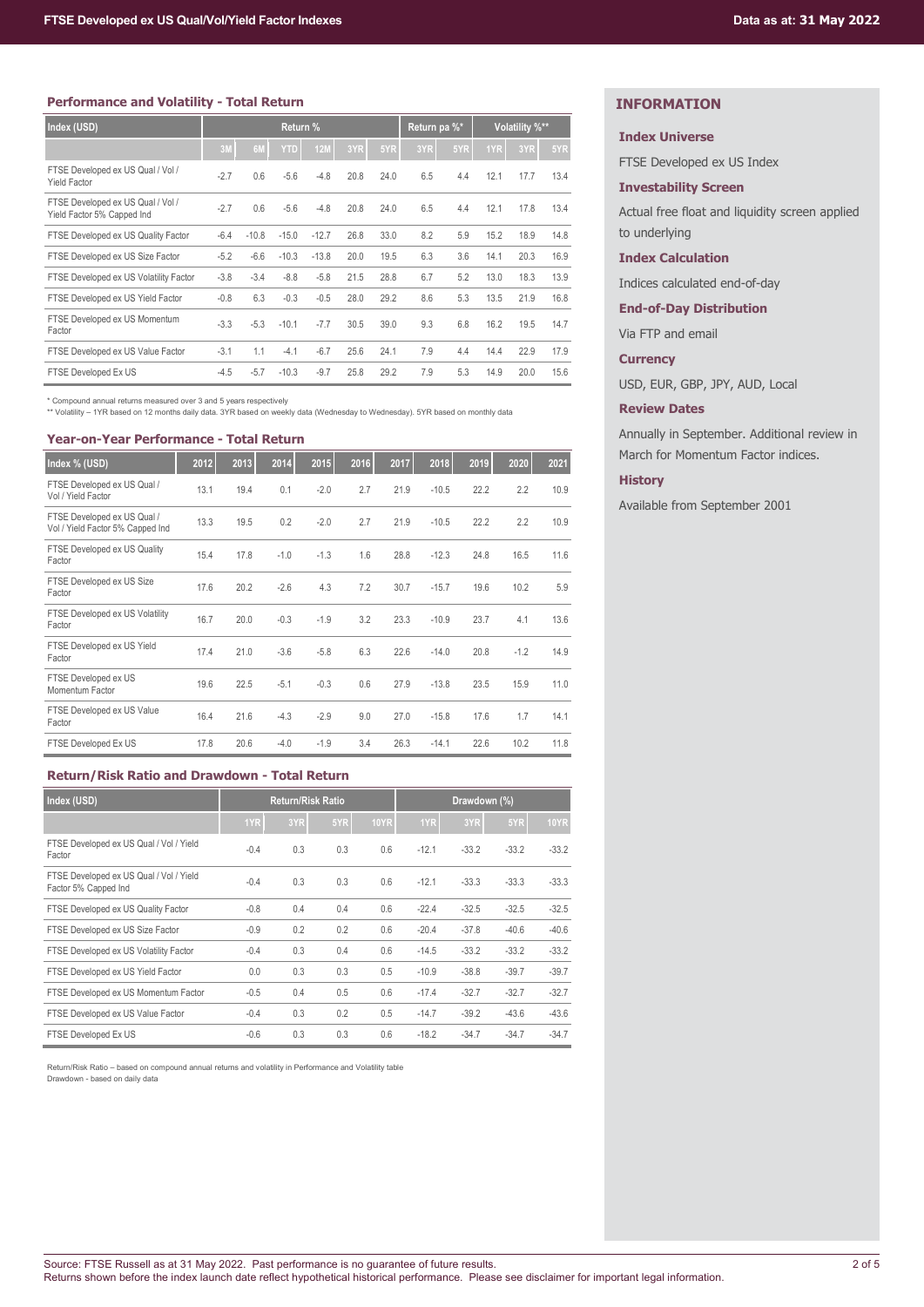### Performance and Volatility - Total Return

| Index (USD) | Return % | | | | | | Return pa %* | | Volatility %** | | |
|---|---|---|---|---|---|---|---|---|---|---|---|
| | 3M | 6M | YTD | 12M | 3YR | 5YR | 3YR | 5YR | 1YR | 3YR | 5YR |
| FTSE Developed ex US Qual / Vol / Yield Factor | -2.7 | 0.6 | -5.6 | -4.8 | 20.8 | 24.0 | 6.5 | 4.4 | 12.1 | 17.7 | 13.4 |
| FTSE Developed ex US Qual / Vol / Yield Factor 5% Capped Ind | -2.7 | 0.6 | -5.6 | -4.8 | 20.8 | 24.0 | 6.5 | 4.4 | 12.1 | 17.8 | 13.4 |
| FTSE Developed ex US Quality Factor | -6.4 | -10.8 | -15.0 | -12.7 | 26.8 | 33.0 | 8.2 | 5.9 | 15.2 | 18.9 | 14.8 |
| FTSE Developed ex US Size Factor | -5.2 | -6.6 | -10.3 | -13.8 | 20.0 | 19.5 | 6.3 | 3.6 | 14.1 | 20.3 | 16.9 |
| FTSE Developed ex US Volatility Factor | -3.8 | -3.4 | -8.8 | -5.8 | 21.5 | 28.8 | 6.7 | 5.2 | 13.0 | 18.3 | 13.9 |
| FTSE Developed ex US Yield Factor | -0.8 | 6.3 | -0.3 | -0.5 | 28.0 | 29.2 | 8.6 | 5.3 | 13.5 | 21.9 | 16.8 |
| FTSE Developed ex US Momentum Factor | -3.3 | -5.3 | -10.1 | -7.7 | 30.5 | 39.0 | 9.3 | 6.8 | 16.2 | 19.5 | 14.7 |
| FTSE Developed ex US Value Factor | -3.1 | 1.1 | -4.1 | -6.7 | 25.6 | 24.1 | 7.9 | 4.4 | 14.4 | 22.9 | 17.9 |
| FTSE Developed Ex US | -4.5 | -5.7 | -10.3 | -9.7 | 25.8 | 29.2 | 7.9 | 5.3 | 14.9 | 20.0 | 15.6 |

\* Compound annual returns measured over 3 and 5 years respectively
\** Volatility – 1YR based on 12 months daily data. 3YR based on weekly data (Wednesday to Wednesday). 5YR based on monthly data

### Year-on-Year Performance - Total Return

| Index % (USD) | 2012 | 2013 | 2014 | 2015 | 2016 | 2017 | 2018 | 2019 | 2020 | 2021 |
|---|---|---|---|---|---|---|---|---|---|---|
| FTSE Developed ex US Qual / Vol / Yield Factor | 13.1 | 19.4 | 0.1 | -2.0 | 2.7 | 21.9 | -10.5 | 22.2 | 2.2 | 10.9 |
| FTSE Developed ex US Qual / Vol / Yield Factor 5% Capped Ind | 13.3 | 19.5 | 0.2 | -2.0 | 2.7 | 21.9 | -10.5 | 22.2 | 2.2 | 10.9 |
| FTSE Developed ex US Quality Factor | 15.4 | 17.8 | -1.0 | -1.3 | 1.6 | 28.8 | -12.3 | 24.8 | 16.5 | 11.6 |
| FTSE Developed ex US Size Factor | 17.6 | 20.2 | -2.6 | 4.3 | 7.2 | 30.7 | -15.7 | 19.6 | 10.2 | 5.9 |
| FTSE Developed ex US Volatility Factor | 16.7 | 20.0 | -0.3 | -1.9 | 3.2 | 23.3 | -10.9 | 23.7 | 4.1 | 13.6 |
| FTSE Developed ex US Yield Factor | 17.4 | 21.0 | -3.6 | -5.8 | 6.3 | 22.6 | -14.0 | 20.8 | -1.2 | 14.9 |
| FTSE Developed ex US Momentum Factor | 19.6 | 22.5 | -5.1 | -0.3 | 0.6 | 27.9 | -13.8 | 23.5 | 15.9 | 11.0 |
| FTSE Developed ex US Value Factor | 16.4 | 21.6 | -4.3 | -2.9 | 9.0 | 27.0 | -15.8 | 17.6 | 1.7 | 14.1 |
| FTSE Developed Ex US | 17.8 | 20.6 | -4.0 | -1.9 | 3.4 | 26.3 | -14.1 | 22.6 | 10.2 | 11.8 |

### Return/Risk Ratio and Drawdown - Total Return

| Index (USD) | Return/Risk Ratio | | | | Drawdown (%) | | | |
|---|---|---|---|---|---|---|---|---|
| | 1YR | 3YR | 5YR | 10YR | 1YR | 3YR | 5YR | 10YR |
| FTSE Developed ex US Qual / Vol / Yield Factor | -0.4 | 0.3 | 0.3 | 0.6 | -12.1 | -33.2 | -33.2 | -33.2 |
| FTSE Developed ex US Qual / Vol / Yield Factor 5% Capped Ind | -0.4 | 0.3 | 0.3 | 0.6 | -12.1 | -33.3 | -33.3 | -33.3 |
| FTSE Developed ex US Quality Factor | -0.8 | 0.4 | 0.4 | 0.6 | -22.4 | -32.5 | -32.5 | -32.5 |
| FTSE Developed ex US Size Factor | -0.9 | 0.2 | 0.2 | 0.6 | -20.4 | -37.8 | -40.6 | -40.6 |
| FTSE Developed ex US Volatility Factor | -0.4 | 0.3 | 0.4 | 0.6 | -14.5 | -33.2 | -33.2 | -33.2 |
| FTSE Developed ex US Yield Factor | 0.0 | 0.3 | 0.3 | 0.5 | -10.9 | -38.8 | -39.7 | -39.7 |
| FTSE Developed ex US Momentum Factor | -0.5 | 0.4 | 0.5 | 0.6 | -17.4 | -32.7 | -32.7 | -32.7 |
| FTSE Developed ex US Value Factor | -0.4 | 0.3 | 0.2 | 0.5 | -14.7 | -39.2 | -43.6 | -43.6 |
| FTSE Developed Ex US | -0.6 | 0.3 | 0.3 | 0.6 | -18.2 | -34.7 | -34.7 | -34.7 |

Return/Risk Ratio – based on compound annual returns and volatility in Performance and Volatility table
Drawdown - based on daily data

## INFORMATION

**Index Universe**

FTSE Developed ex US Index

**Investability Screen**

Actual free float and liquidity screen applied to underlying

**Index Calculation**

Indices calculated end-of-day

**End-of-Day Distribution**

Via FTP and email

**Currency**

USD, EUR, GBP, JPY, AUD, Local

**Review Dates**

Annually in September. Additional review in March for Momentum Factor indices.

**History**

Available from September 2001

Source: FTSE Russell as at 31 May 2022. Past performance is no guarantee of future results.
Returns shown before the index launch date reflect hypothetical historical performance. Please see disclaimer for important legal information.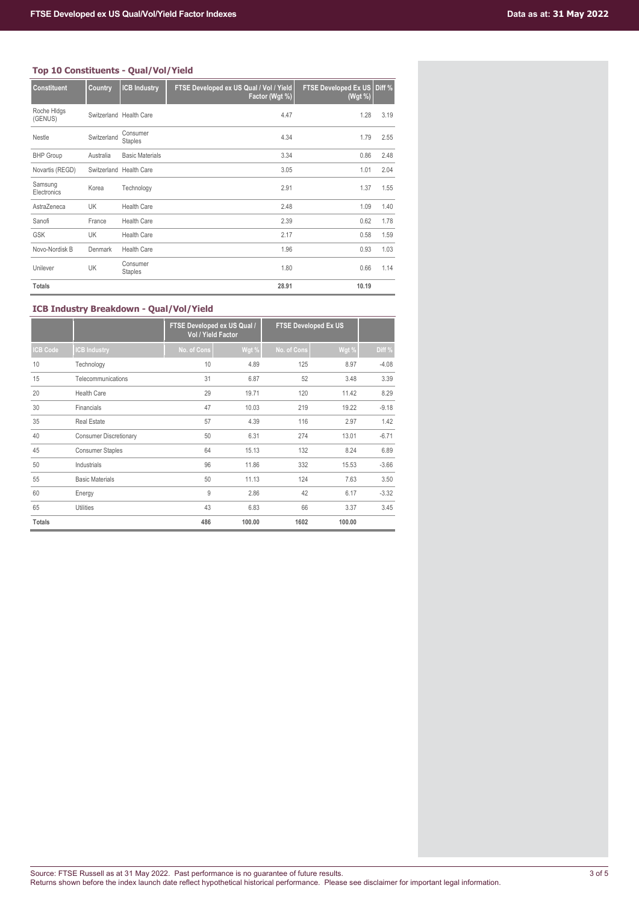### Top 10 Constituents - Qual/Vol/Yield

| Constituent | Country | ICB Industry | FTSE Developed ex US Qual / Vol / Yield Factor (Wgt %) | FTSE Developed Ex US (Wgt %) | Diff % |
|---|---|---|---|---|---|
| Roche Hldgs (GENUS) | Switzerland | Health Care | 4.47 | 1.28 | 3.19 |
| Nestle | Switzerland | Consumer Staples | 4.34 | 1.79 | 2.55 |
| BHP Group | Australia | Basic Materials | 3.34 | 0.86 | 2.48 |
| Novartis (REGD) | Switzerland | Health Care | 3.05 | 1.01 | 2.04 |
| Samsung Electronics | Korea | Technology | 2.91 | 1.37 | 1.55 |
| AstraZeneca | UK | Health Care | 2.48 | 1.09 | 1.40 |
| Sanofi | France | Health Care | 2.39 | 0.62 | 1.78 |
| GSK | UK | Health Care | 2.17 | 0.58 | 1.59 |
| Novo-Nordisk B | Denmark | Health Care | 1.96 | 0.93 | 1.03 |
| Unilever | UK | Consumer Staples | 1.80 | 0.66 | 1.14 |
| **Totals** | | | **28.91** | **10.19** | |

### ICB Industry Breakdown - Qual/Vol/Yield

| | | FTSE Developed ex US Qual / Vol / Yield Factor | | FTSE Developed Ex US | | |
|---|---|---|---|---|---|---|
| **ICB Code** | **ICB Industry** | **No. of Cons** | **Wgt %** | **No. of Cons** | **Wgt %** | **Diff %** |
| 10 | Technology | 10 | 4.89 | 125 | 8.97 | -4.08 |
| 15 | Telecommunications | 31 | 6.87 | 52 | 3.48 | 3.39 |
| 20 | Health Care | 29 | 19.71 | 120 | 11.42 | 8.29 |
| 30 | Financials | 47 | 10.03 | 219 | 19.22 | -9.18 |
| 35 | Real Estate | 57 | 4.39 | 116 | 2.97 | 1.42 |
| 40 | Consumer Discretionary | 50 | 6.31 | 274 | 13.01 | -6.71 |
| 45 | Consumer Staples | 64 | 15.13 | 132 | 8.24 | 6.89 |
| 50 | Industrials | 96 | 11.86 | 332 | 15.53 | -3.66 |
| 55 | Basic Materials | 50 | 11.13 | 124 | 7.63 | 3.50 |
| 60 | Energy | 9 | 2.86 | 42 | 6.17 | -3.32 |
| 65 | Utilities | 43 | 6.83 | 66 | 3.37 | 3.45 |
| **Totals** | | **486** | **100.00** | **1602** | **100.00** | |

Source: FTSE Russell as at 31 May 2022. Past performance is no guarantee of future results.
Returns shown before the index launch date reflect hypothetical historical performance. Please see disclaimer for important legal information.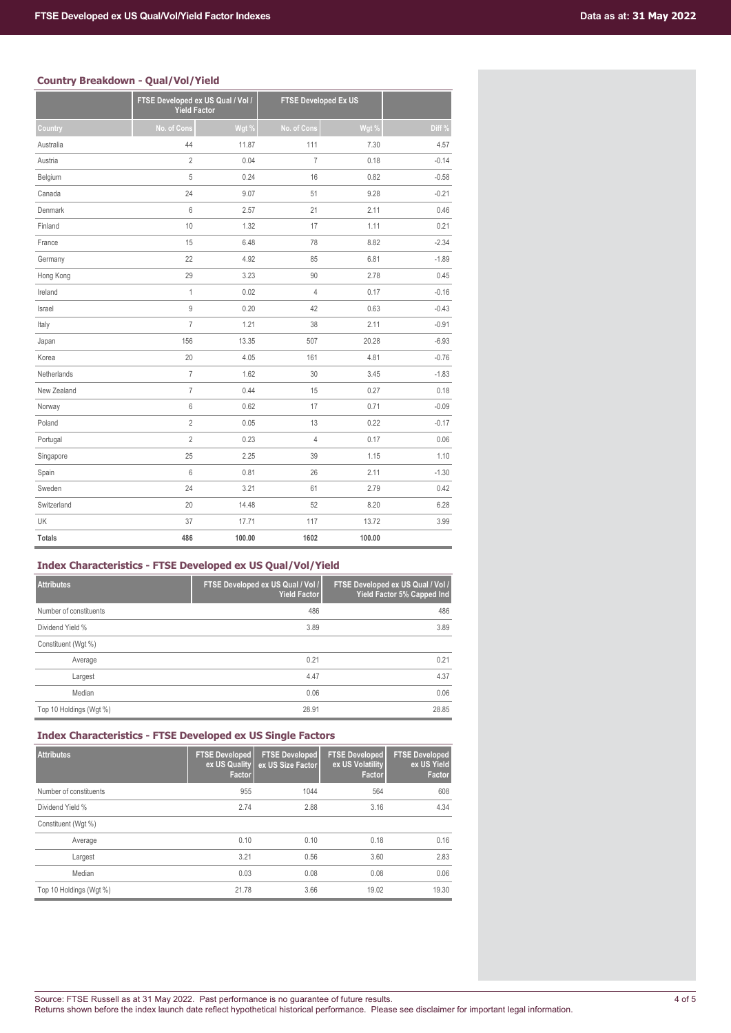## Country Breakdown - Qual/Vol/Yield

| | FTSE Developed ex US Qual / Vol / Yield Factor | | FTSE Developed Ex US | | |
|---|---|---|---|---|---|
| Country | No. of Cons | Wgt % | No. of Cons | Wgt % | Diff % |
| Australia | 44 | 11.87 | 111 | 7.30 | 4.57 |
| Austria | 2 | 0.04 | 7 | 0.18 | -0.14 |
| Belgium | 5 | 0.24 | 16 | 0.82 | -0.58 |
| Canada | 24 | 9.07 | 51 | 9.28 | -0.21 |
| Denmark | 6 | 2.57 | 21 | 2.11 | 0.46 |
| Finland | 10 | 1.32 | 17 | 1.11 | 0.21 |
| France | 15 | 6.48 | 78 | 8.82 | -2.34 |
| Germany | 22 | 4.92 | 85 | 6.81 | -1.89 |
| Hong Kong | 29 | 3.23 | 90 | 2.78 | 0.45 |
| Ireland | 1 | 0.02 | 4 | 0.17 | -0.16 |
| Israel | 9 | 0.20 | 42 | 0.63 | -0.43 |
| Italy | 7 | 1.21 | 38 | 2.11 | -0.91 |
| Japan | 156 | 13.35 | 507 | 20.28 | -6.93 |
| Korea | 20 | 4.05 | 161 | 4.81 | -0.76 |
| Netherlands | 7 | 1.62 | 30 | 3.45 | -1.83 |
| New Zealand | 7 | 0.44 | 15 | 0.27 | 0.18 |
| Norway | 6 | 0.62 | 17 | 0.71 | -0.09 |
| Poland | 2 | 0.05 | 13 | 0.22 | -0.17 |
| Portugal | 2 | 0.23 | 4 | 0.17 | 0.06 |
| Singapore | 25 | 2.25 | 39 | 1.15 | 1.10 |
| Spain | 6 | 0.81 | 26 | 2.11 | -1.30 |
| Sweden | 24 | 3.21 | 61 | 2.79 | 0.42 |
| Switzerland | 20 | 14.48 | 52 | 8.20 | 6.28 |
| UK | 37 | 17.71 | 117 | 13.72 | 3.99 |
| **Totals** | **486** | **100.00** | **1602** | **100.00** | |

## Index Characteristics - FTSE Developed ex US Qual/Vol/Yield

| Attributes | FTSE Developed ex US Qual / Vol / Yield Factor | FTSE Developed ex US Qual / Vol / Yield Factor 5% Capped Ind |
|---|---|---|
| Number of constituents | 486 | 486 |
| Dividend Yield % | 3.89 | 3.89 |
| Constituent (Wgt %) | | |
| Average | 0.21 | 0.21 |
| Largest | 4.47 | 4.37 |
| Median | 0.06 | 0.06 |
| Top 10 Holdings (Wgt %) | 28.91 | 28.85 |

## Index Characteristics - FTSE Developed ex US Single Factors

| Attributes | FTSE Developed ex US Quality Factor | FTSE Developed ex US Size Factor | FTSE Developed ex US Volatility Factor | FTSE Developed ex US Yield Factor |
|---|---|---|---|---|
| Number of constituents | 955 | 1044 | 564 | 608 |
| Dividend Yield % | 2.74 | 2.88 | 3.16 | 4.34 |
| Constituent (Wgt %) | | | | |
| Average | 0.10 | 0.10 | 0.18 | 0.16 |
| Largest | 3.21 | 0.56 | 3.60 | 2.83 |
| Median | 0.03 | 0.08 | 0.08 | 0.06 |
| Top 10 Holdings (Wgt %) | 21.78 | 3.66 | 19.02 | 19.30 |

Source: FTSE Russell as at 31 May 2022. Past performance is no guarantee of future results.
Returns shown before the index launch date reflect hypothetical historical performance. Please see disclaimer for important legal information.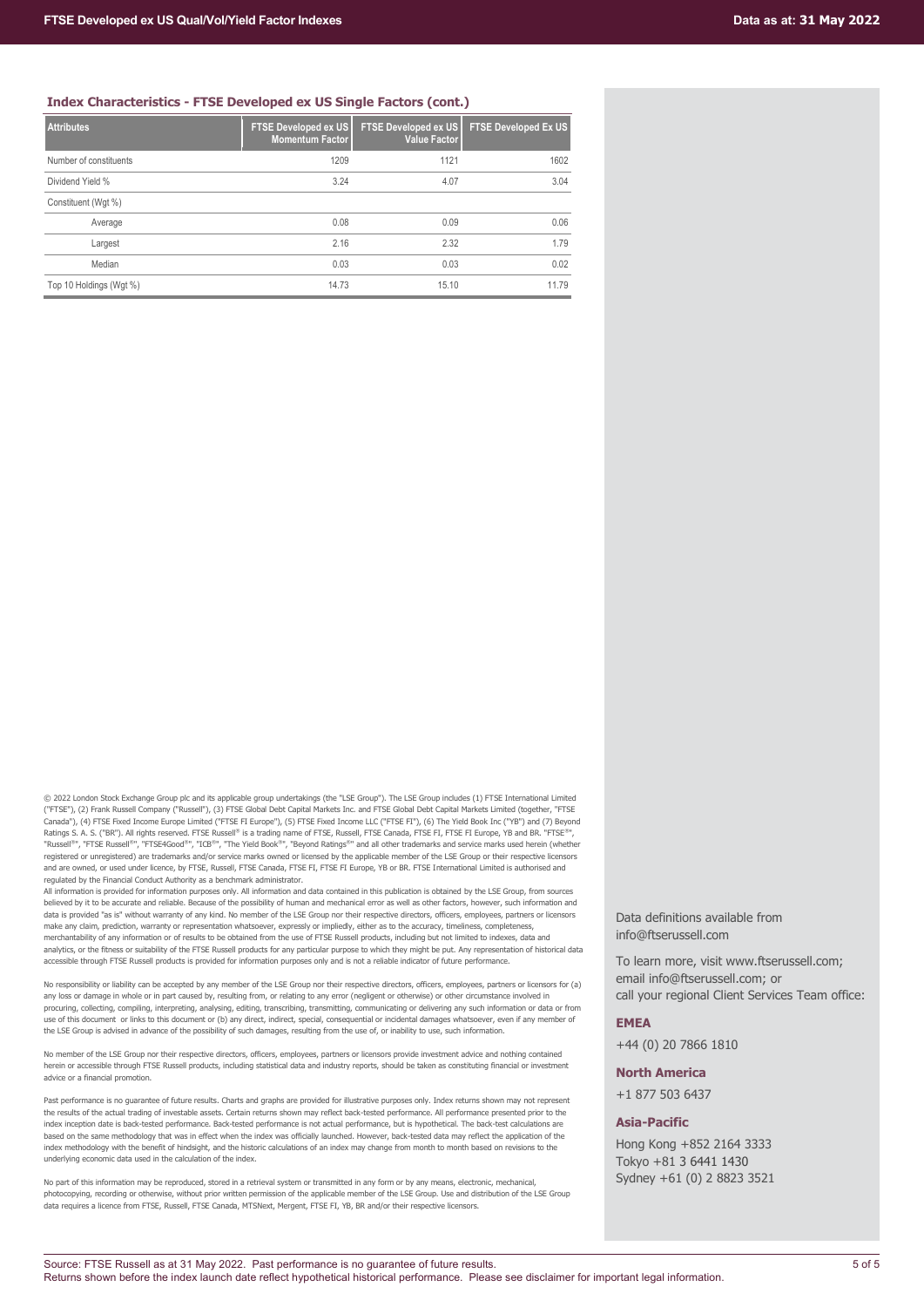### Index Characteristics - FTSE Developed ex US Single Factors (cont.)

| Attributes | FTSE Developed ex US Momentum Factor | FTSE Developed ex US Value Factor | FTSE Developed Ex US |
|---|---|---|---|
| Number of constituents | 1209 | 1121 | 1602 |
| Dividend Yield % | 3.24 | 4.07 | 3.04 |
| Constituent (Wgt %) | | | |
| Average | 0.08 | 0.09 | 0.06 |
| Largest | 2.16 | 2.32 | 1.79 |
| Median | 0.03 | 0.03 | 0.02 |
| Top 10 Holdings (Wgt %) | 14.73 | 15.10 | 11.79 |

© 2022 London Stock Exchange Group plc and its applicable group undertakings (the "LSE Group"). The LSE Group includes (1) FTSE International Limited ("FTSE"), (2) Frank Russell Company ("Russell"), (3) FTSE Global Debt Capital Markets Inc. and FTSE Global Debt Capital Markets Limited (together, "FTSE Canada"), (4) FTSE Fixed Income Europe Limited ("FTSE FI Europe"), (5) FTSE Fixed Income LLC ("FTSE FI"), (6) The Yield Book Inc ("YB") and (7) Beyond Ratings S. A. S. ("BR"). All rights reserved. FTSE Russell® is a trading name of FTSE, Russell, FTSE Canada, FTSE FI, FTSE FI Europe, YB and BR. "FTSE®", "Russell®", "FTSE Russell®", "FTSE4Good®", "ICB®", "The Yield Book®", "Beyond Ratings®" and all other trademarks and service marks used herein (whether registered or unregistered) are trademarks and/or service marks owned or licensed by the applicable member of the LSE Group or their respective licensors and are owned, or used under licence, by FTSE, Russell, FTSE Canada, FTSE FI, FTSE FI Europe, YB or BR. FTSE International Limited is authorised and regulated by the Financial Conduct Authority as a benchmark administrator.

All information is provided for information purposes only. All information and data contained in this publication is obtained by the LSE Group, from sources believed by it to be accurate and reliable. Because of the possibility of human and mechanical error as well as other factors, however, such information and data is provided "as is" without warranty of any kind. No member of the LSE Group nor their respective directors, officers, employees, partners or licensors make any claim, prediction, warranty or representation whatsoever, expressly or impliedly, either as to the accuracy, timeliness, completeness, merchantability of any information or of results to be obtained from the use of FTSE Russell products, including but not limited to indexes, data and analytics, or the fitness or suitability of the FTSE Russell products for any particular purpose to which they might be put. Any representation of historical data accessible through FTSE Russell products is provided for information purposes only and is not a reliable indicator of future performance.

No responsibility or liability can be accepted by any member of the LSE Group nor their respective directors, officers, employees, partners or licensors for (a) any loss or damage in whole or in part caused by, resulting from, or relating to any error (negligent or otherwise) or other circumstance involved in procuring, collecting, compiling, interpreting, analysing, editing, transcribing, transmitting, communicating or delivering any such information or data or from use of this document or links to this document or (b) any direct, indirect, special, consequential or incidental damages whatsoever, even if any member of the LSE Group is advised in advance of the possibility of such damages, resulting from the use of, or inability to use, such information.

No member of the LSE Group nor their respective directors, officers, employees, partners or licensors provide investment advice and nothing contained herein or accessible through FTSE Russell products, including statistical data and industry reports, should be taken as constituting financial or investment advice or a financial promotion.

Past performance is no guarantee of future results. Charts and graphs are provided for illustrative purposes only. Index returns shown may not represent the results of the actual trading of investable assets. Certain returns shown may reflect back-tested performance. All performance presented prior to the index inception date is back-tested performance. Back-tested performance is not actual performance, but is hypothetical. The back-test calculations are based on the same methodology that was in effect when the index was officially launched. However, back-tested data may reflect the application of the index methodology with the benefit of hindsight, and the historic calculations of an index may change from month to month based on revisions to the underlying economic data used in the calculation of the index.

No part of this information may be reproduced, stored in a retrieval system or transmitted in any form or by any means, electronic, mechanical, photocopying, recording or otherwise, without prior written permission of the applicable member of the LSE Group. Use and distribution of the LSE Group data requires a licence from FTSE, Russell, FTSE Canada, MTSNext, Mergent, FTSE FI, YB, BR and/or their respective licensors.

Data definitions available from info@ftserussell.com

To learn more, visit www.ftserussell.com; email info@ftserussell.com; or call your regional Client Services Team office:

**EMEA**

+44 (0) 20 7866 1810

**North America**

+1 877 503 6437

**Asia-Pacific**

Hong Kong +852 2164 3333
Tokyo +81 3 6441 1430
Sydney +61 (0) 2 8823 3521

Source: FTSE Russell as at 31 May 2022. Past performance is no guarantee of future results.
Returns shown before the index launch date reflect hypothetical historical performance. Please see disclaimer for important legal information.